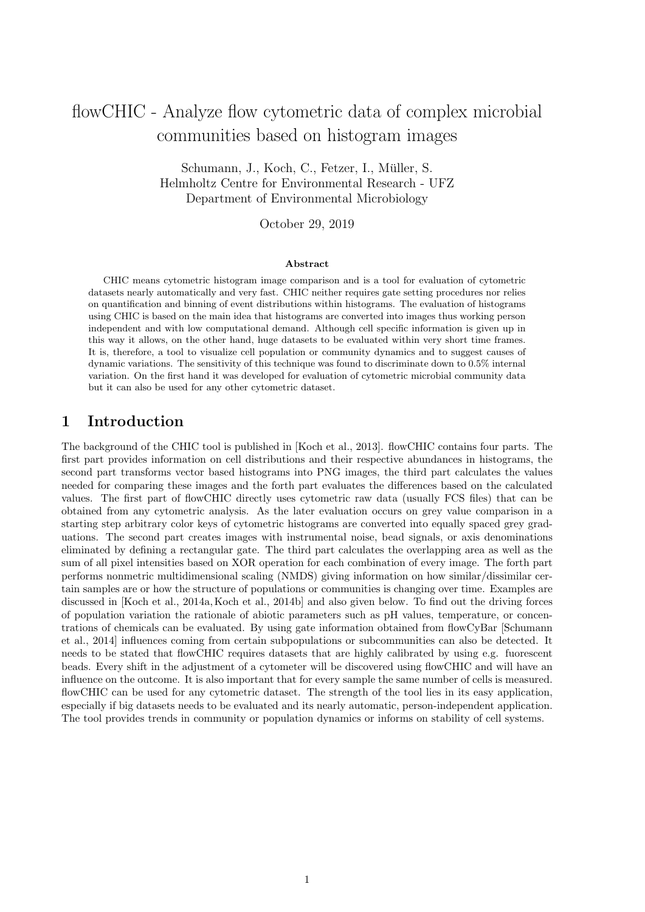# flowCHIC - Analyze flow cytometric data of complex microbial communities based on histogram images

Schumann, J., Koch, C., Fetzer, I., Müller, S.
Helmholtz Centre for Environmental Research - UFZ
Department of Environmental Microbiology

October 29, 2019

**Abstract**

CHIC means cytometric histogram image comparison and is a tool for evaluation of cytometric datasets nearly automatically and very fast. CHIC neither requires gate setting procedures nor relies on quantification and binning of event distributions within histograms. The evaluation of histograms using CHIC is based on the main idea that histograms are converted into images thus working person independent and with low computational demand. Although cell specific information is given up in this way it allows, on the other hand, huge datasets to be evaluated within very short time frames. It is, therefore, a tool to visualize cell population or community dynamics and to suggest causes of dynamic variations. The sensitivity of this technique was found to discriminate down to 0.5% internal variation. On the first hand it was developed for evaluation of cytometric microbial community data but it can also be used for any other cytometric dataset.

## 1 Introduction

The background of the CHIC tool is published in [Koch et al., 2013]. flowCHIC contains four parts. The first part provides information on cell distributions and their respective abundances in histograms, the second part transforms vector based histograms into PNG images, the third part calculates the values needed for comparing these images and the forth part evaluates the differences based on the calculated values. The first part of flowCHIC directly uses cytometric raw data (usually FCS files) that can be obtained from any cytometric analysis. As the later evaluation occurs on grey value comparison in a starting step arbitrary color keys of cytometric histograms are converted into equally spaced grey graduations. The second part creates images with instrumental noise, bead signals, or axis denominations eliminated by defining a rectangular gate. The third part calculates the overlapping area as well as the sum of all pixel intensities based on XOR operation for each combination of every image. The forth part performs nonmetric multidimensional scaling (NMDS) giving information on how similar/dissimilar certain samples are or how the structure of populations or communities is changing over time. Examples are discussed in [Koch et al., 2014a, Koch et al., 2014b] and also given below. To find out the driving forces of population variation the rationale of abiotic parameters such as pH values, temperature, or concentrations of chemicals can be evaluated. By using gate information obtained from flowCyBar [Schumann et al., 2014] influences coming from certain subpopulations or subcommunities can also be detected. It needs to be stated that flowCHIC requires datasets that are highly calibrated by using e.g. fuorescent beads. Every shift in the adjustment of a cytometer will be discovered using flowCHIC and will have an influence on the outcome. It is also important that for every sample the same number of cells is measured. flowCHIC can be used for any cytometric dataset. The strength of the tool lies in its easy application, especially if big datasets needs to be evaluated and its nearly automatic, person-independent application. The tool provides trends in community or population dynamics or informs on stability of cell systems.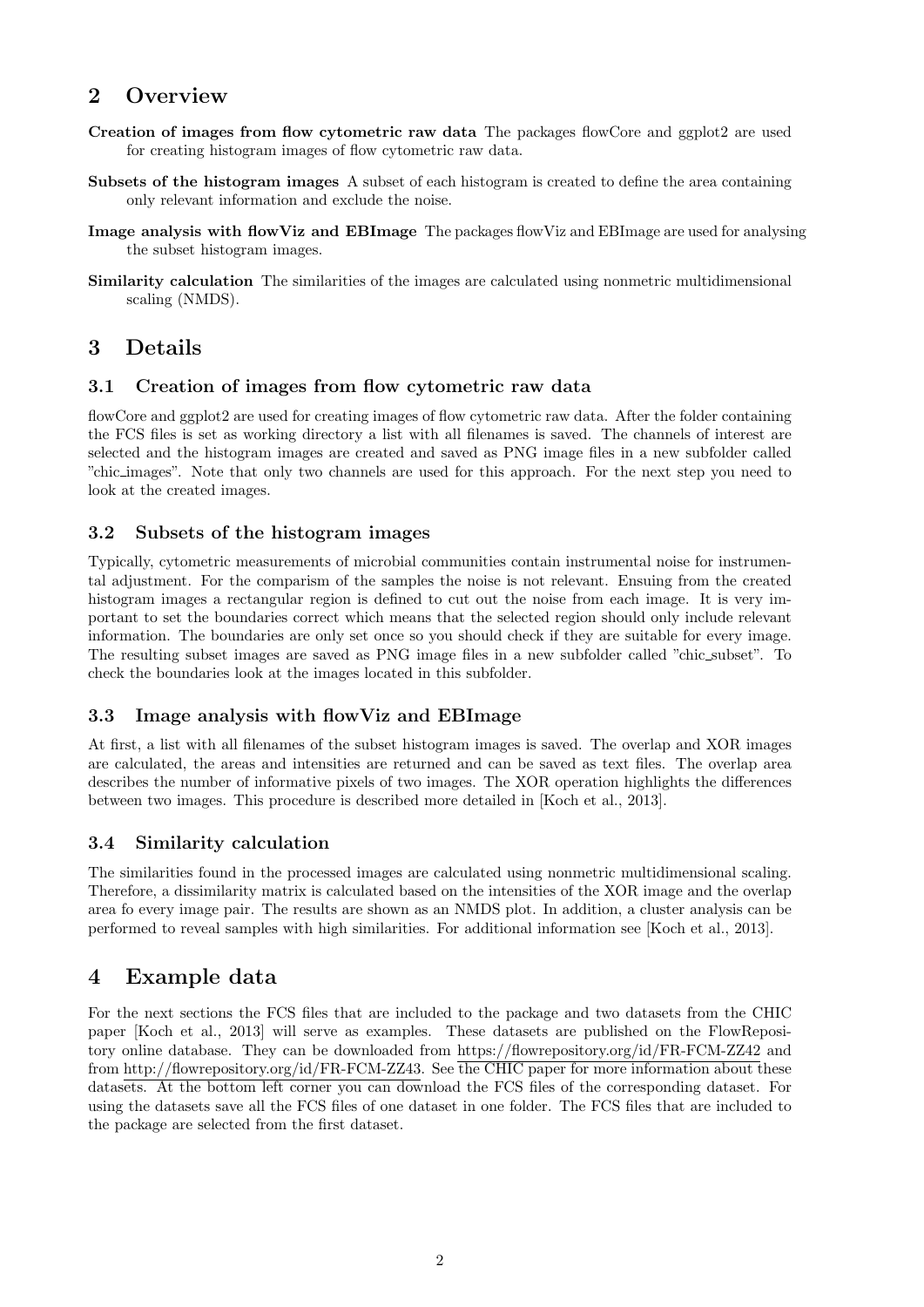## 2 Overview

**Creation of images from flow cytometric raw data** The packages flowCore and ggplot2 are used for creating histogram images of flow cytometric raw data.

**Subsets of the histogram images** A subset of each histogram is created to define the area containing only relevant information and exclude the noise.

**Image analysis with flowViz and EBImage** The packages flowViz and EBImage are used for analysing the subset histogram images.

**Similarity calculation** The similarities of the images are calculated using nonmetric multidimensional scaling (NMDS).

## 3 Details

### 3.1 Creation of images from flow cytometric raw data

flowCore and ggplot2 are used for creating images of flow cytometric raw data. After the folder containing the FCS files is set as working directory a list with all filenames is saved. The channels of interest are selected and the histogram images are created and saved as PNG image files in a new subfolder called "chic_images". Note that only two channels are used for this approach. For the next step you need to look at the created images.

### 3.2 Subsets of the histogram images

Typically, cytometric measurements of microbial communities contain instrumental noise for instrumental adjustment. For the comparism of the samples the noise is not relevant. Ensuing from the created histogram images a rectangular region is defined to cut out the noise from each image. It is very important to set the boundaries correct which means that the selected region should only include relevant information. The boundaries are only set once so you should check if they are suitable for every image. The resulting subset images are saved as PNG image files in a new subfolder called "chic_subset". To check the boundaries look at the images located in this subfolder.

### 3.3 Image analysis with flowViz and EBImage

At first, a list with all filenames of the subset histogram images is saved. The overlap and XOR images are calculated, the areas and intensities are returned and can be saved as text files. The overlap area describes the number of informative pixels of two images. The XOR operation highlights the differences between two images. This procedure is described more detailed in [Koch et al., 2013].

### 3.4 Similarity calculation

The similarities found in the processed images are calculated using nonmetric multidimensional scaling. Therefore, a dissimilarity matrix is calculated based on the intensities of the XOR image and the overlap area fo every image pair. The results are shown as an NMDS plot. In addition, a cluster analysis can be performed to reveal samples with high similarities. For additional information see [Koch et al., 2013].

## 4 Example data

For the next sections the FCS files that are included to the package and two datasets from the CHIC paper [Koch et al., 2013] will serve as examples. These datasets are published on the FlowRepository online database. They can be downloaded from https://flowrepository.org/id/FR-FCM-ZZ42 and from http://flowrepository.org/id/FR-FCM-ZZ43. See the CHIC paper for more information about these datasets. At the bottom left corner you can download the FCS files of the corresponding dataset. For using the datasets save all the FCS files of one dataset in one folder. The FCS files that are included to the package are selected from the first dataset.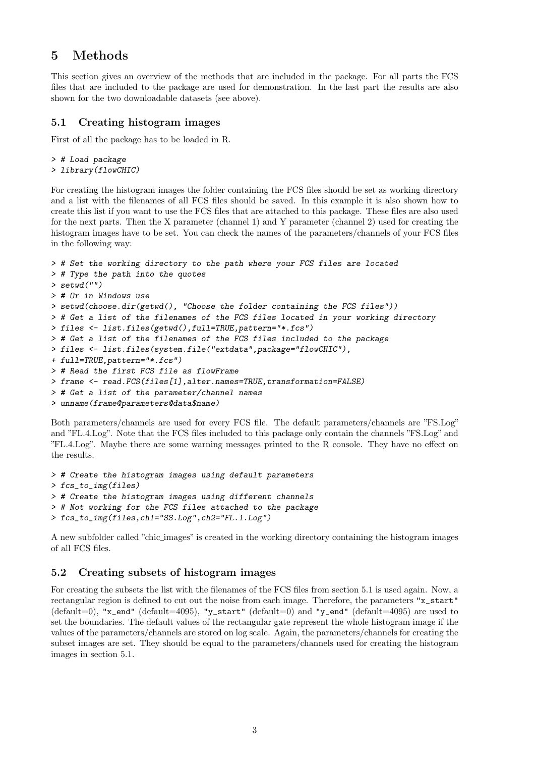# 5 Methods

This section gives an overview of the methods that are included in the package. For all parts the FCS files that are included to the package are used for demonstration. In the last part the results are also shown for the two downloadable datasets (see above).

## 5.1 Creating histogram images

First of all the package has to be loaded in R.

```
> # Load package
> library(flowCHIC)
```

For creating the histogram images the folder containing the FCS files should be set as working directory and a list with the filenames of all FCS files should be saved. In this example it is also shown how to create this list if you want to use the FCS files that are attached to this package. These files are also used for the next parts. Then the X parameter (channel 1) and Y parameter (channel 2) used for creating the histogram images have to be set. You can check the names of the parameters/channels of your FCS files in the following way:

```
> # Set the working directory to the path where your FCS files are located
> # Type the path into the quotes
> setwd("")
> # Or in Windows use
> setwd(choose.dir(getwd(), "Choose the folder containing the FCS files"))
> # Get a list of the filenames of the FCS files located in your working directory
> files <- list.files(getwd(),full=TRUE,pattern="*.fcs")
> # Get a list of the filenames of the FCS files included to the package
> files <- list.files(system.file("extdata",package="flowCHIC"),
+ full=TRUE,pattern="*.fcs")
> # Read the first FCS file as flowFrame
> frame <- read.FCS(files[1],alter.names=TRUE,transformation=FALSE)
> # Get a list of the parameter/channel names
> unname(frame@parameters@data$name)
```

Both parameters/channels are used for every FCS file. The default parameters/channels are "FS.Log" and "FL.4.Log". Note that the FCS files included to this package only contain the channels "FS.Log" and "FL.4.Log". Maybe there are some warning messages printed to the R console. They have no effect on the results.

```
> # Create the histogram images using default parameters
> fcs_to_img(files)
> # Create the histogram images using different channels
> # Not working for the FCS files attached to the package
> fcs_to_img(files,ch1="SS.Log",ch2="FL.1.Log")
```

A new subfolder called "chic_images" is created in the working directory containing the histogram images of all FCS files.

## 5.2 Creating subsets of histogram images

For creating the subsets the list with the filenames of the FCS files from section 5.1 is used again. Now, a rectangular region is defined to cut out the noise from each image. Therefore, the parameters "x_start" (default=0), "x_end" (default=4095), "y_start" (default=0) and "y_end" (default=4095) are used to set the boundaries. The default values of the rectangular gate represent the whole histogram image if the values of the parameters/channels are stored on log scale. Again, the parameters/channels for creating the subset images are set. They should be equal to the parameters/channels used for creating the histogram images in section 5.1.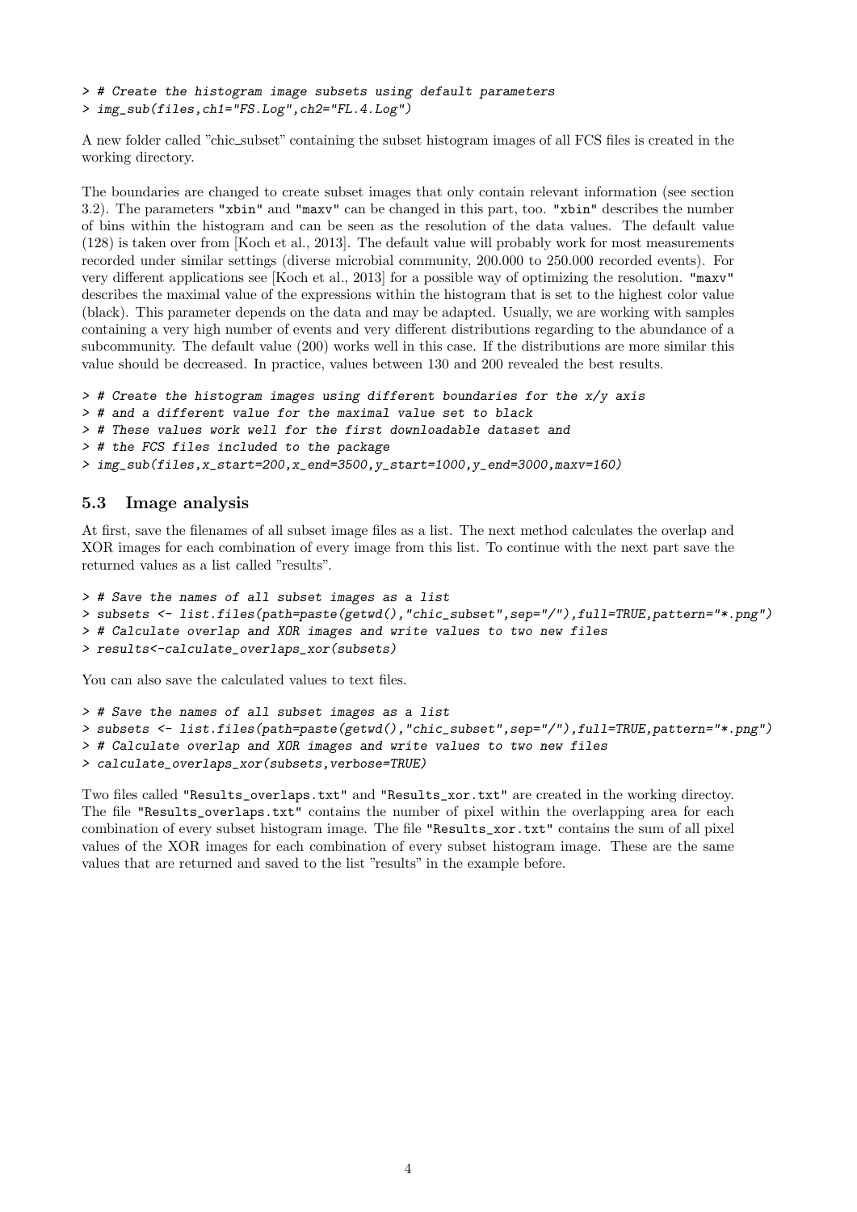```
> # Create the histogram image subsets using default parameters
> img_sub(files,ch1="FS.Log",ch2="FL.4.Log")
```

A new folder called "chic_subset" containing the subset histogram images of all FCS files is created in the working directory.

The boundaries are changed to create subset images that only contain relevant information (see section 3.2). The parameters "xbin" and "maxv" can be changed in this part, too. "xbin" describes the number of bins within the histogram and can be seen as the resolution of the data values. The default value (128) is taken over from [Koch et al., 2013]. The default value will probably work for most measurements recorded under similar settings (diverse microbial community, 200.000 to 250.000 recorded events). For very different applications see [Koch et al., 2013] for a possible way of optimizing the resolution. "maxv" describes the maximal value of the expressions within the histogram that is set to the highest color value (black). This parameter depends on the data and may be adapted. Usually, we are working with samples containing a very high number of events and very different distributions regarding to the abundance of a subcommunity. The default value (200) works well in this case. If the distributions are more similar this value should be decreased. In practice, values between 130 and 200 revealed the best results.

```
> # Create the histogram images using different boundaries for the x/y axis
> # and a different value for the maximal value set to black
> # These values work well for the first downloadable dataset and
> # the FCS files included to the package
> img_sub(files,x_start=200,x_end=3500,y_start=1000,y_end=3000,maxv=160)
```

## 5.3 Image analysis

At first, save the filenames of all subset image files as a list. The next method calculates the overlap and XOR images for each combination of every image from this list. To continue with the next part save the returned values as a list called "results".

```
> # Save the names of all subset images as a list
> subsets <- list.files(path=paste(getwd(),"chic_subset",sep="/"),full=TRUE,pattern="*.png")
> # Calculate overlap and XOR images and write values to two new files
> results<-calculate_overlaps_xor(subsets)
```

You can also save the calculated values to text files.

```
> # Save the names of all subset images as a list
> subsets <- list.files(path=paste(getwd(),"chic_subset",sep="/"),full=TRUE,pattern="*.png")
> # Calculate overlap and XOR images and write values to two new files
> calculate_overlaps_xor(subsets,verbose=TRUE)
```

Two files called "Results_overlaps.txt" and "Results_xor.txt" are created in the working directoy. The file "Results_overlaps.txt" contains the number of pixel within the overlapping area for each combination of every subset histogram image. The file "Results_xor.txt" contains the sum of all pixel values of the XOR images for each combination of every subset histogram image. These are the same values that are returned and saved to the list "results" in the example before.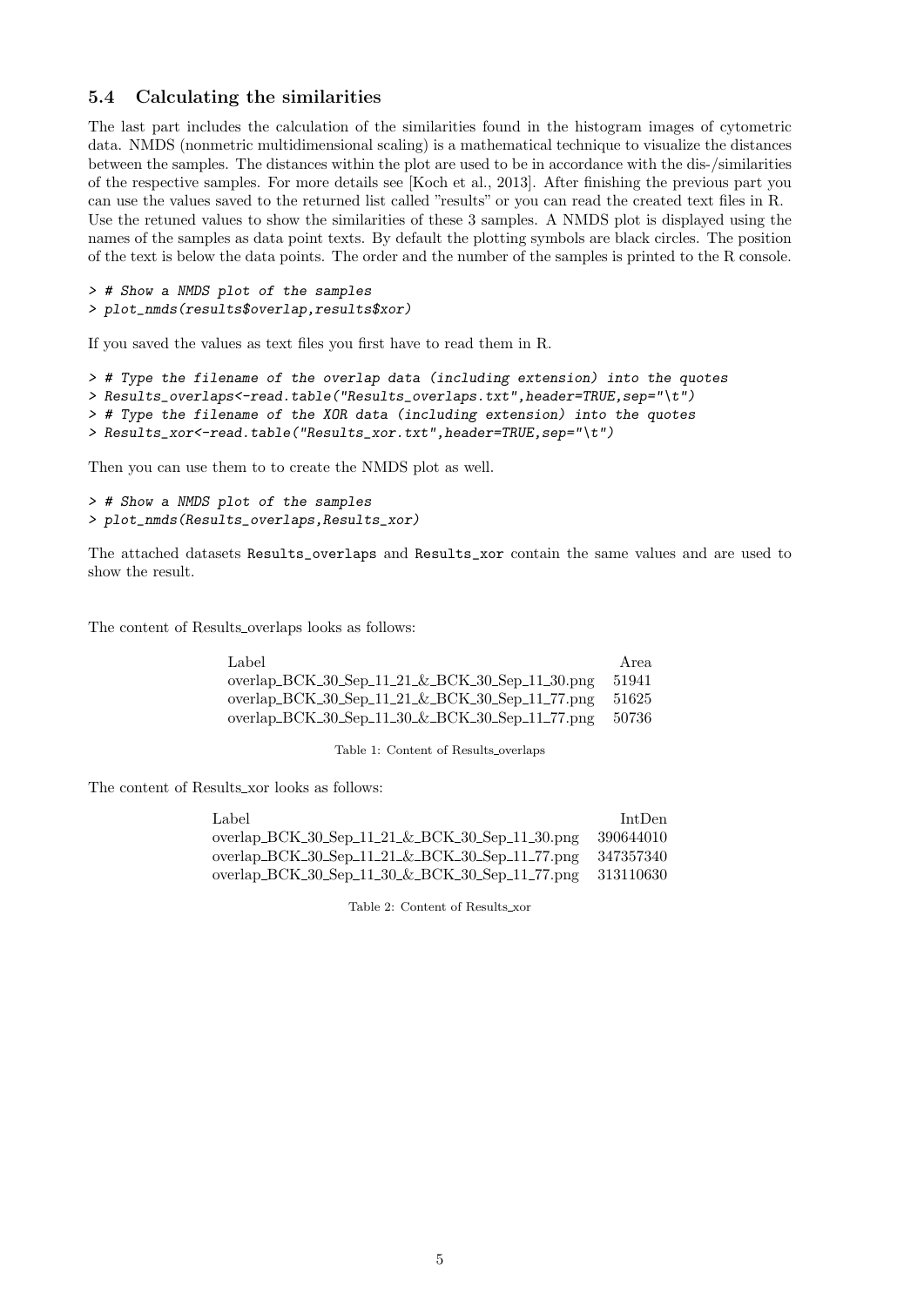### 5.4 Calculating the similarities

The last part includes the calculation of the similarities found in the histogram images of cytometric data. NMDS (nonmetric multidimensional scaling) is a mathematical technique to visualize the distances between the samples. The distances within the plot are used to be in accordance with the dis-/similarities of the respective samples. For more details see [Koch et al., 2013]. After finishing the previous part you can use the values saved to the returned list called "results" or you can read the created text files in R. Use the retuned values to show the similarities of these 3 samples. A NMDS plot is displayed using the names of the samples as data point texts. By default the plotting symbols are black circles. The position of the text is below the data points. The order and the number of the samples is printed to the R console.

```
> # Show a NMDS plot of the samples
> plot_nmds(results$overlap,results$xor)
```

If you saved the values as text files you first have to read them in R.

```
> # Type the filename of the overlap data (including extension) into the quotes
> Results_overlaps<-read.table("Results_overlaps.txt",header=TRUE,sep="\t")
> # Type the filename of the XOR data (including extension) into the quotes
> Results_xor<-read.table("Results_xor.txt",header=TRUE,sep="\t")
```

Then you can use them to to create the NMDS plot as well.

```
> # Show a NMDS plot of the samples
> plot_nmds(Results_overlaps,Results_xor)
```

The attached datasets `Results_overlaps` and `Results_xor` contain the same values and are used to show the result.

The content of Results_overlaps looks as follows:

| Label | Area |
|---|---|
| overlap_BCK_30_Sep_11_21_&_BCK_30_Sep_11_30.png | 51941 |
| overlap_BCK_30_Sep_11_21_&_BCK_30_Sep_11_77.png | 51625 |
| overlap_BCK_30_Sep_11_30_&_BCK_30_Sep_11_77.png | 50736 |

Table 1: Content of Results_overlaps

The content of Results_xor looks as follows:

| Label | IntDen |
|---|---|
| overlap_BCK_30_Sep_11_21_&_BCK_30_Sep_11_30.png | 390644010 |
| overlap_BCK_30_Sep_11_21_&_BCK_30_Sep_11_77.png | 347357340 |
| overlap_BCK_30_Sep_11_30_&_BCK_30_Sep_11_77.png | 313110630 |

Table 2: Content of Results_xor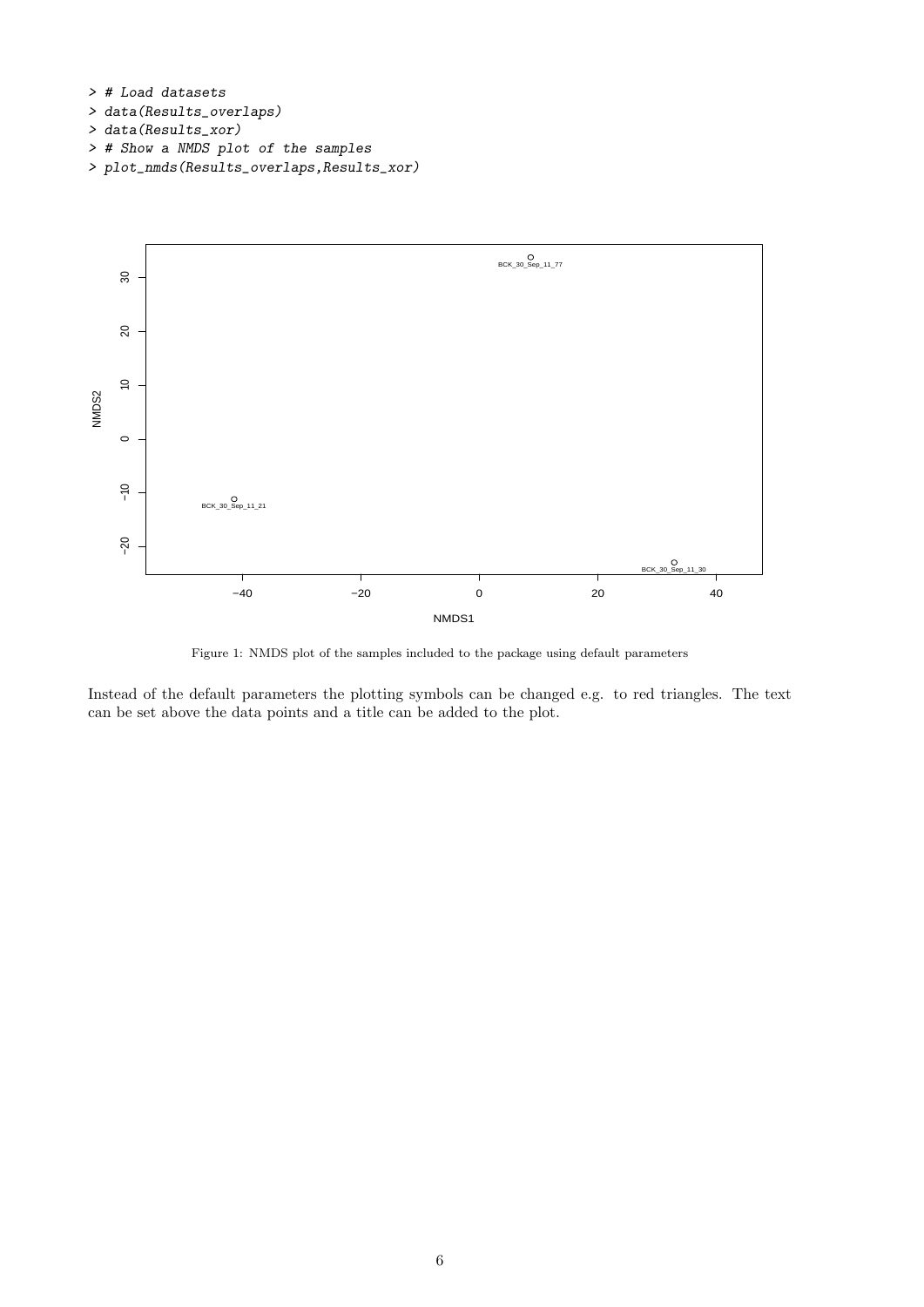```
> # Load datasets
> data(Results_overlaps)
> data(Results_xor)
> # Show a NMDS plot of the samples
> plot_nmds(Results_overlaps,Results_xor)
```

Figure 1: NMDS plot of the samples included to the package using default parameters

Instead of the default parameters the plotting symbols can be changed e.g. to red triangles. The text can be set above the data points and a title can be added to the plot.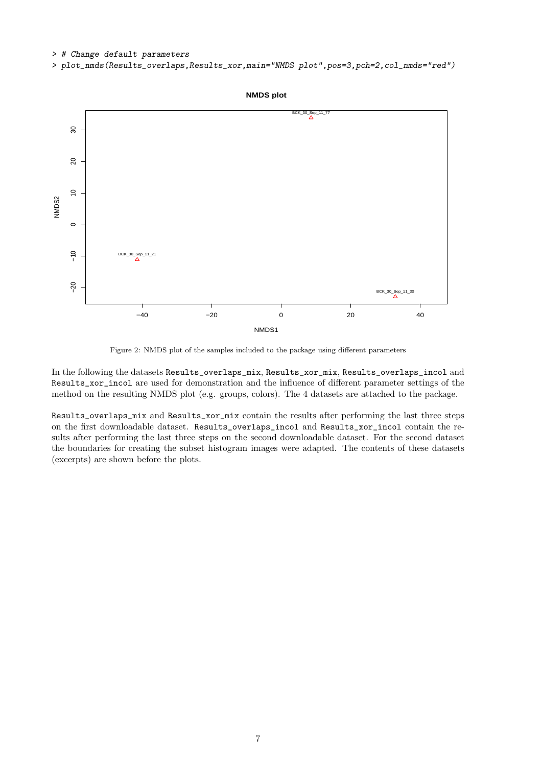```
> # Change default parameters
> plot_nmds(Results_overlaps,Results_xor,main="NMDS plot",pos=3,pch=2,col_nmds="red")
```

Figure 2: NMDS plot of the samples included to the package using different parameters

In the following the datasets Results_overlaps_mix, Results_xor_mix, Results_overlaps_incol and Results_xor_incol are used for demonstration and the influence of different parameter settings of the method on the resulting NMDS plot (e.g. groups, colors). The 4 datasets are attached to the package.

Results_overlaps_mix and Results_xor_mix contain the results after performing the last three steps on the first downloadable dataset. Results_overlaps_incol and Results_xor_incol contain the results after performing the last three steps on the second downloadable dataset. For the second dataset the boundaries for creating the subset histogram images were adapted. The contents of these datasets (excerpts) are shown before the plots.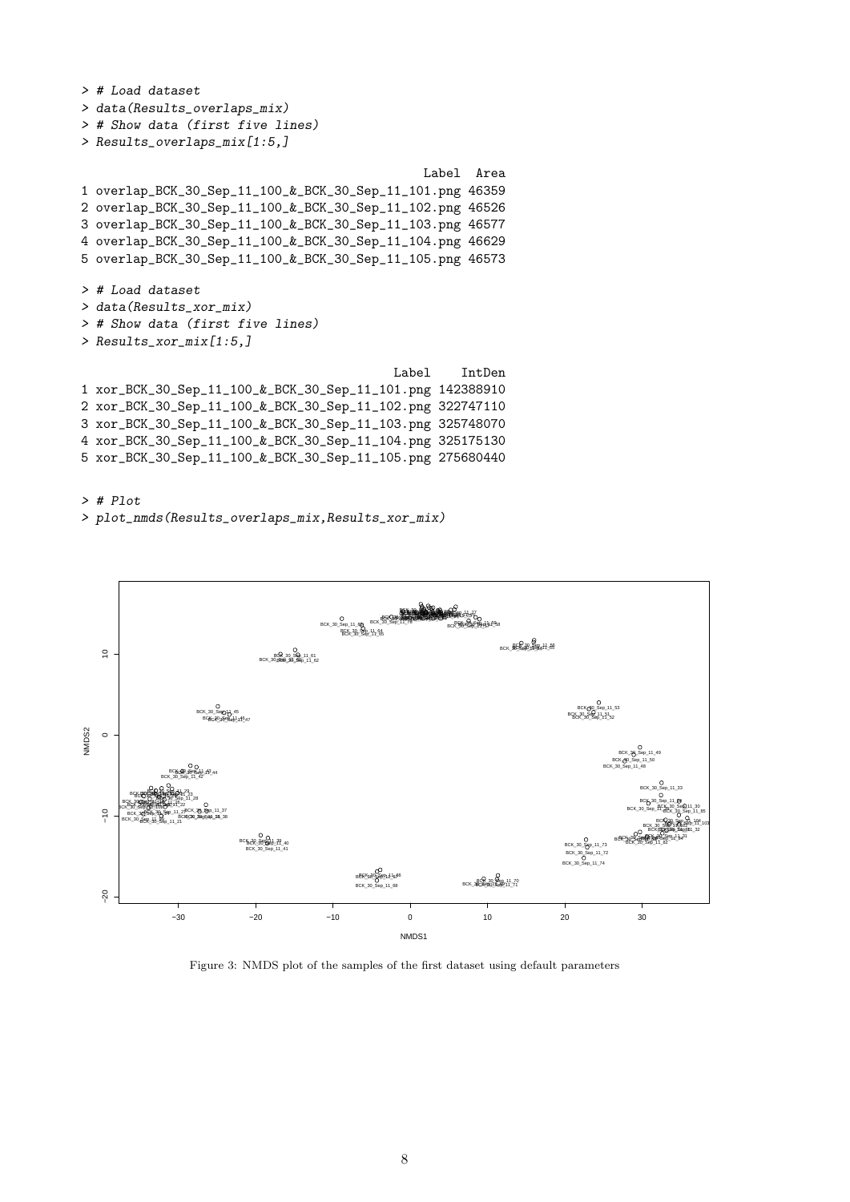```
> # Load dataset
> data(Results_overlaps_mix)
> # Show data (first five lines)
> Results_overlaps_mix[1:5,]

                                                Label  Area
1 overlap_BCK_30_Sep_11_100_&_BCK_30_Sep_11_101.png 46359
2 overlap_BCK_30_Sep_11_100_&_BCK_30_Sep_11_102.png 46526
3 overlap_BCK_30_Sep_11_100_&_BCK_30_Sep_11_103.png 46577
4 overlap_BCK_30_Sep_11_100_&_BCK_30_Sep_11_104.png 46629
5 overlap_BCK_30_Sep_11_100_&_BCK_30_Sep_11_105.png 46573

> # Load dataset
> data(Results_xor_mix)
> # Show data (first five lines)
> Results_xor_mix[1:5,]

                                            Label    IntDen
1 xor_BCK_30_Sep_11_100_&_BCK_30_Sep_11_101.png 142388910
2 xor_BCK_30_Sep_11_100_&_BCK_30_Sep_11_102.png 322747110
3 xor_BCK_30_Sep_11_100_&_BCK_30_Sep_11_103.png 325748070
4 xor_BCK_30_Sep_11_100_&_BCK_30_Sep_11_104.png 325175130
5 xor_BCK_30_Sep_11_100_&_BCK_30_Sep_11_105.png 275680440

> # Plot
> plot_nmds(Results_overlaps_mix,Results_xor_mix)
```

Figure 3: NMDS plot of the samples of the first dataset using default parameters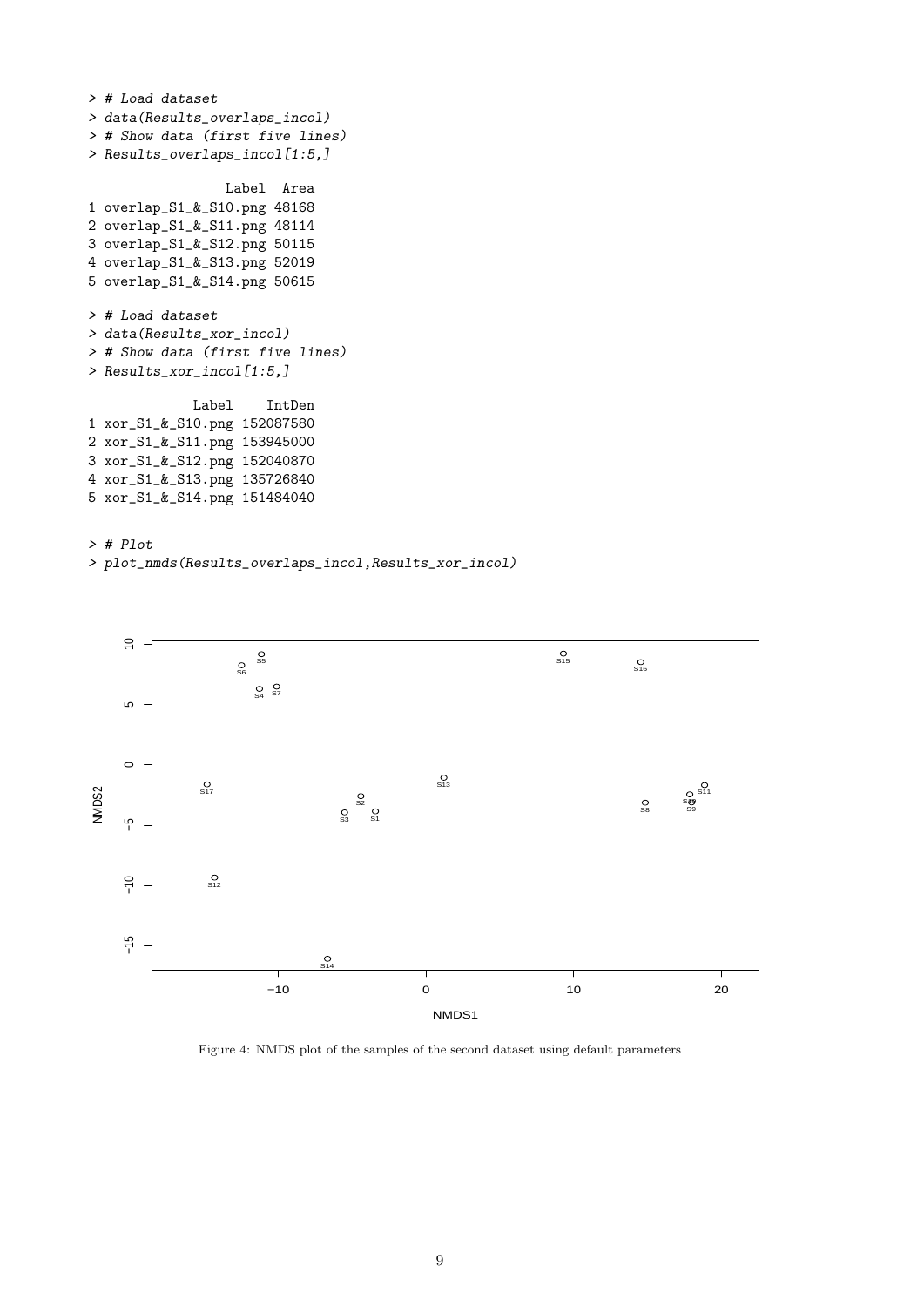```
> # Load dataset
> data(Results_overlaps_incol)
> # Show data (first five lines)
> Results_overlaps_incol[1:5,]

                 Label  Area
1 overlap_S1_&_S10.png 48168
2 overlap_S1_&_S11.png 48114
3 overlap_S1_&_S12.png 50115
4 overlap_S1_&_S13.png 52019
5 overlap_S1_&_S14.png 50615

> # Load dataset
> data(Results_xor_incol)
> # Show data (first five lines)
> Results_xor_incol[1:5,]

             Label    IntDen
1 xor_S1_&_S10.png 152087580
2 xor_S1_&_S11.png 153945000
3 xor_S1_&_S12.png 152040870
4 xor_S1_&_S13.png 135726840
5 xor_S1_&_S14.png 151484040

> # Plot
> plot_nmds(Results_overlaps_incol,Results_xor_incol)
```

Figure 4: NMDS plot of the samples of the second dataset using default parameters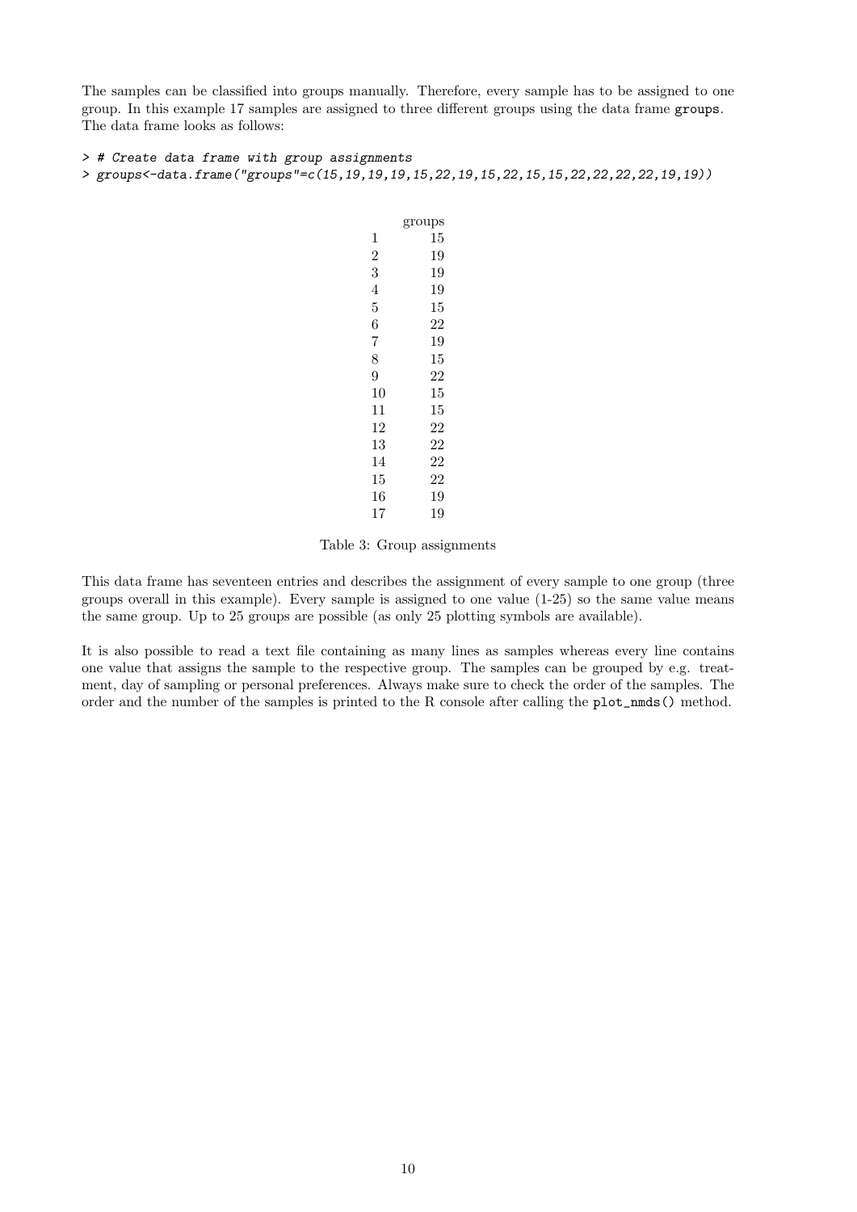The samples can be classified into groups manually. Therefore, every sample has to be assigned to one group. In this example 17 samples are assigned to three different groups using the data frame `groups`. The data frame looks as follows:

```
> # Create data frame with group assignments
> groups<-data.frame("groups"=c(15,19,19,19,15,22,19,15,22,15,15,22,22,22,22,19,19))
```

| | groups |
|---|---|
| 1 | 15 |
| 2 | 19 |
| 3 | 19 |
| 4 | 19 |
| 5 | 15 |
| 6 | 22 |
| 7 | 19 |
| 8 | 15 |
| 9 | 22 |
| 10 | 15 |
| 11 | 15 |
| 12 | 22 |
| 13 | 22 |
| 14 | 22 |
| 15 | 22 |
| 16 | 19 |
| 17 | 19 |

Table 3: Group assignments

This data frame has seventeen entries and describes the assignment of every sample to one group (three groups overall in this example). Every sample is assigned to one value (1-25) so the same value means the same group. Up to 25 groups are possible (as only 25 plotting symbols are available).

It is also possible to read a text file containing as many lines as samples whereas every line contains one value that assigns the sample to the respective group. The samples can be grouped by e.g. treatment, day of sampling or personal preferences. Always make sure to check the order of the samples. The order and the number of the samples is printed to the R console after calling the `plot_nmds()` method.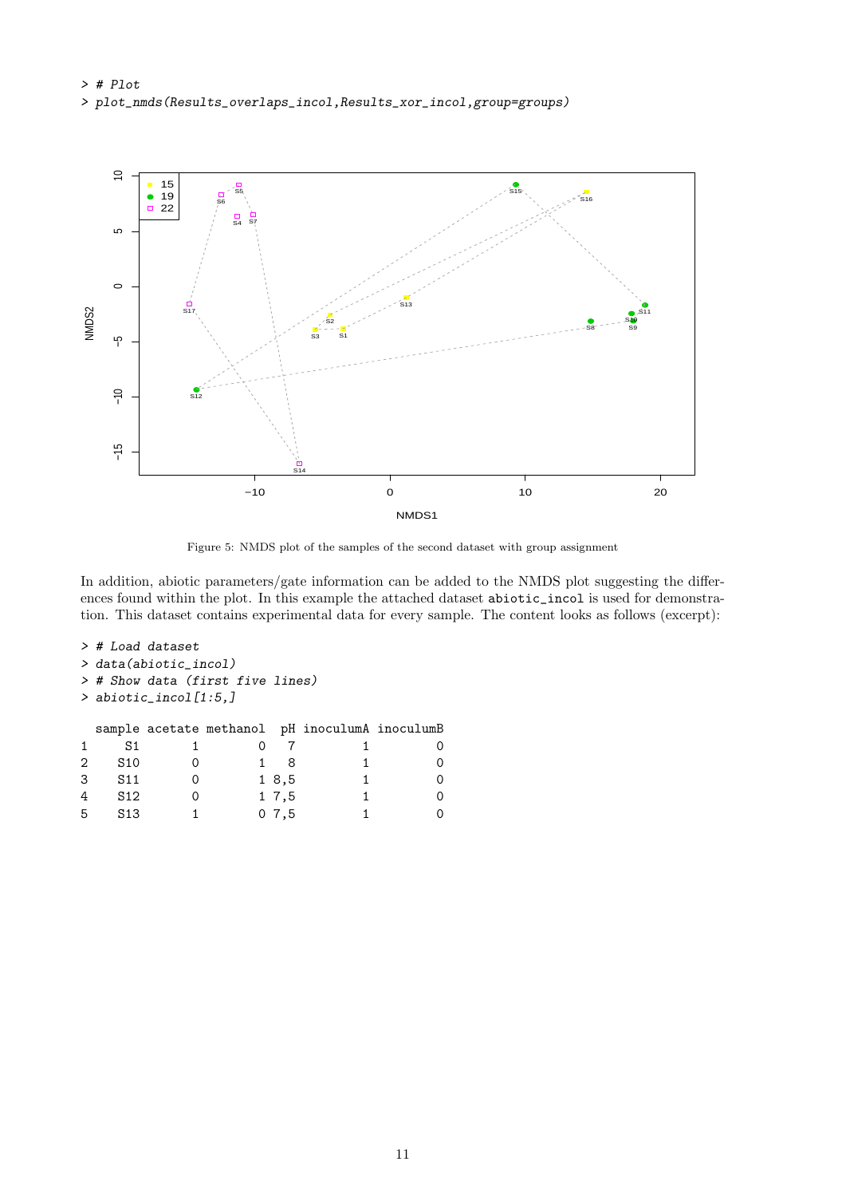```
> # Plot
> plot_nmds(Results_overlaps_incol,Results_xor_incol,group=groups)
```

Figure 5: NMDS plot of the samples of the second dataset with group assignment

In addition, abiotic parameters/gate information can be added to the NMDS plot suggesting the differences found within the plot. In this example the attached dataset `abiotic_incol` is used for demonstration. This dataset contains experimental data for every sample. The content looks as follows (excerpt):

```
> # Load dataset
> data(abiotic_incol)
> # Show data (first five lines)
> abiotic_incol[1:5,]

  sample acetate methanol  pH inoculumA inoculumB
1     S1       1        0   7         1         0
2    S10       0        1   8         1         0
3    S11       0        1 8,5         1         0
4    S12       0        1 7,5         1         0
5    S13       1        0 7,5         1         0
```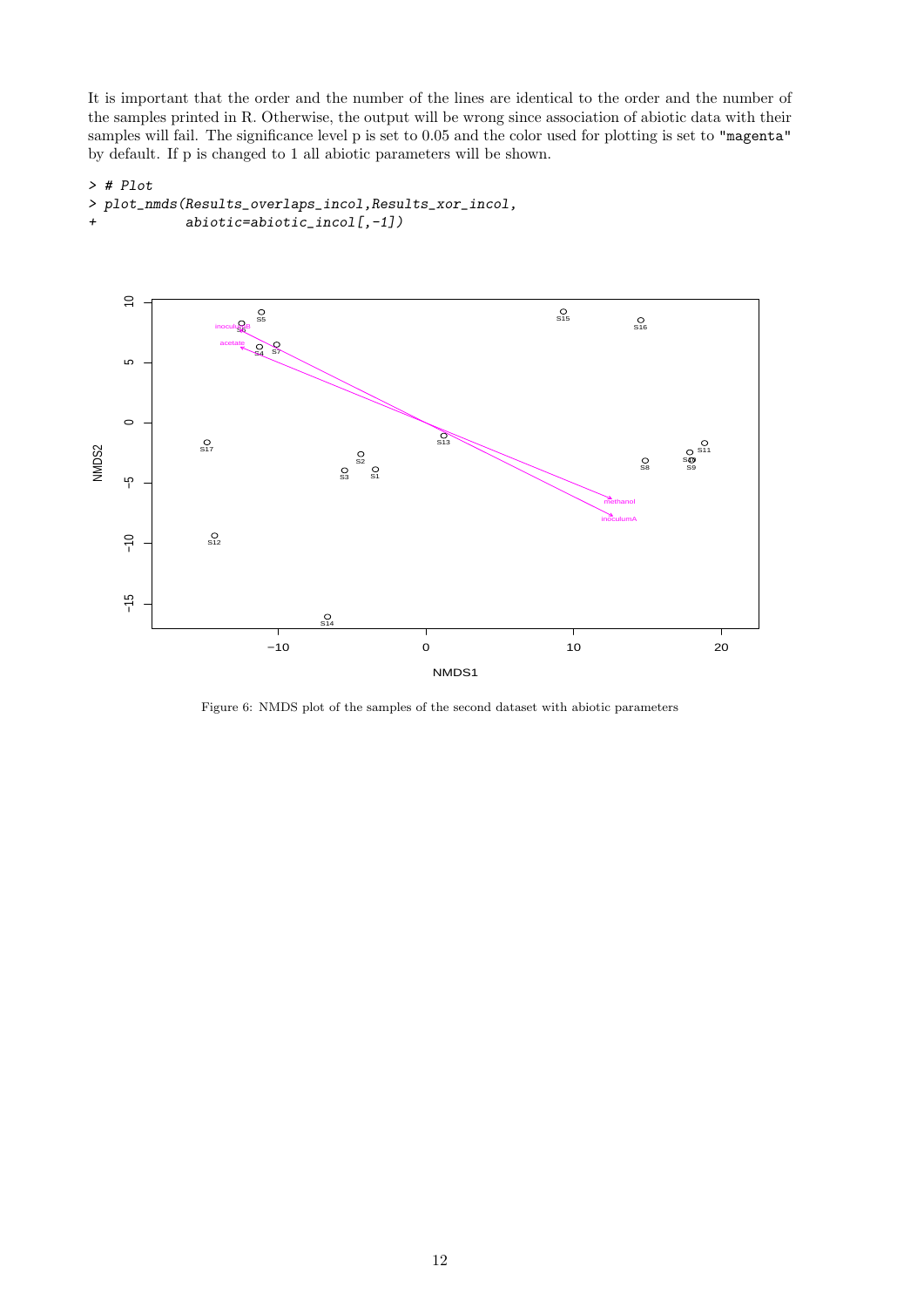It is important that the order and the number of the lines are identical to the order and the number of the samples printed in R. Otherwise, the output will be wrong since association of abiotic data with their samples will fail. The significance level p is set to 0.05 and the color used for plotting is set to "magenta" by default. If p is changed to 1 all abiotic parameters will be shown.

```
> # Plot
> plot_nmds(Results_overlaps_incol,Results_xor_incol,
+           abiotic=abiotic_incol[,-1])
```

Figure 6: NMDS plot of the samples of the second dataset with abiotic parameters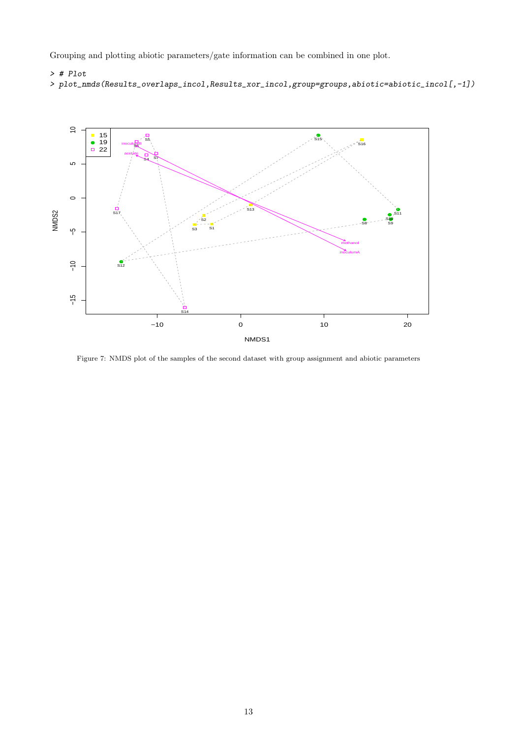Grouping and plotting abiotic parameters/gate information can be combined in one plot.

```
> # Plot
> plot_nmds(Results_overlaps_incol,Results_xor_incol,group=groups,abiotic=abiotic_incol[,-1])
```

Figure 7: NMDS plot of the samples of the second dataset with group assignment and abiotic parameters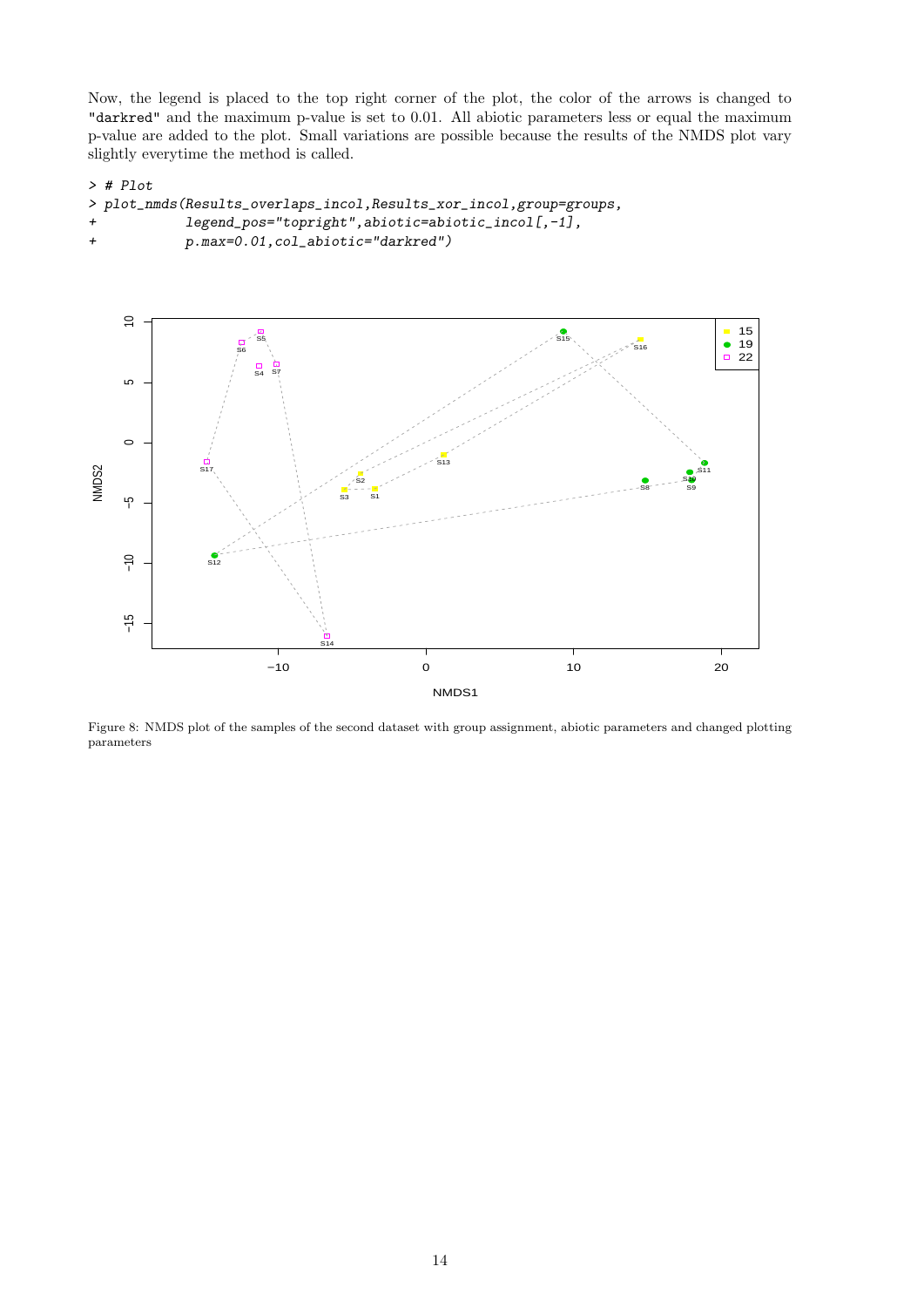Now, the legend is placed to the top right corner of the plot, the color of the arrows is changed to "darkred" and the maximum p-value is set to 0.01. All abiotic parameters less or equal the maximum p-value are added to the plot. Small variations are possible because the results of the NMDS plot vary slightly everytime the method is called.

```
> # Plot
> plot_nmds(Results_overlaps_incol,Results_xor_incol,group=groups,
+           legend_pos="topright",abiotic=abiotic_incol[,-1],
+           p.max=0.01,col_abiotic="darkred")
```

Figure 8: NMDS plot of the samples of the second dataset with group assignment, abiotic parameters and changed plotting parameters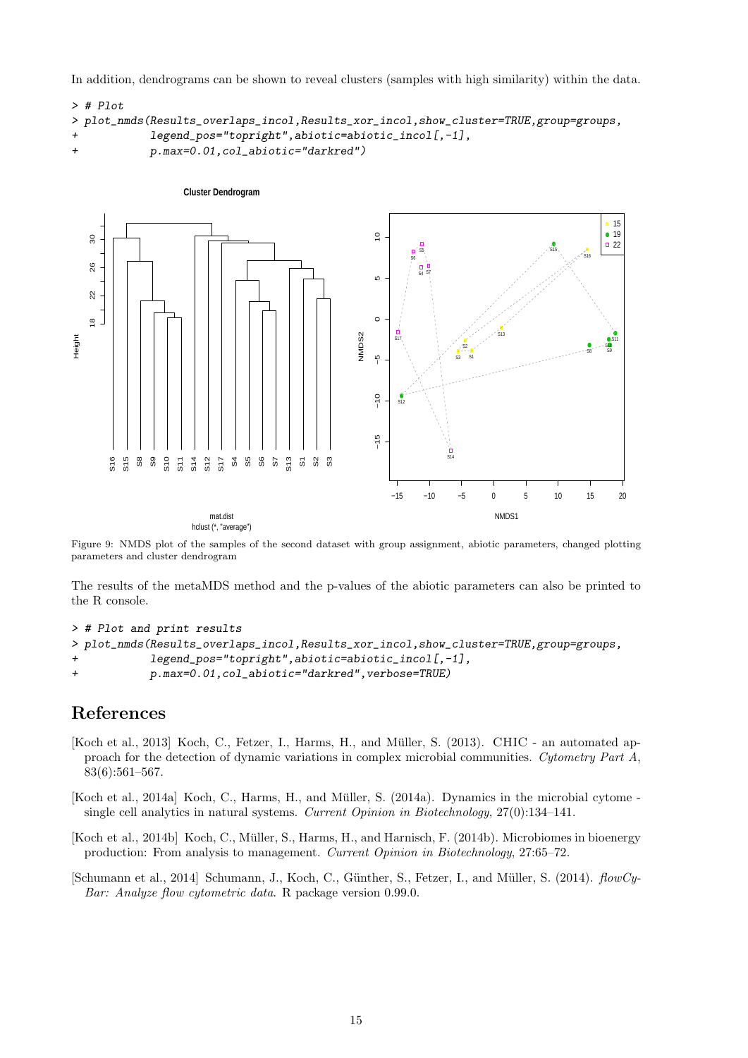In addition, dendrograms can be shown to reveal clusters (samples with high similarity) within the data.

```
> # Plot
> plot_nmds(Results_overlaps_incol,Results_xor_incol,show_cluster=TRUE,group=groups,
+           legend_pos="topright",abiotic=abiotic_incol[,-1],
+           p.max=0.01,col_abiotic="darkred")
```

Cluster Dendrogram

Height

30
26
22
18

S16 S15 S8 S9 S10 S11 S14 S12 S17 S4 S5 S6 S7 S13 S1 S2 S3

mat.dist
hclust (*, "average")

NMDS2

10
5
0
−5
−10
−15

−15 −10 −5 0 5 10 15 20

NMDS1

15
19
22

S6 S5 S4 S7 S15 S16 S17 S13 S2 S3 S1 S11 S8 S9 S12 S14

Figure 9: NMDS plot of the samples of the second dataset with group assignment, abiotic parameters, changed plotting parameters and cluster dendrogram

The results of the metaMDS method and the p-values of the abiotic parameters can also be printed to the R console.

```
> # Plot and print results
> plot_nmds(Results_overlaps_incol,Results_xor_incol,show_cluster=TRUE,group=groups,
+           legend_pos="topright",abiotic=abiotic_incol[,-1],
+           p.max=0.01,col_abiotic="darkred",verbose=TRUE)
```

# References

[Koch et al., 2013] Koch, C., Fetzer, I., Harms, H., and Müller, S. (2013). CHIC - an automated approach for the detection of dynamic variations in complex microbial communities. *Cytometry Part A*, 83(6):561–567.

[Koch et al., 2014a] Koch, C., Harms, H., and Müller, S. (2014a). Dynamics in the microbial cytome - single cell analytics in natural systems. *Current Opinion in Biotechnology*, 27(0):134–141.

[Koch et al., 2014b] Koch, C., Müller, S., Harms, H., and Harnisch, F. (2014b). Microbiomes in bioenergy production: From analysis to management. *Current Opinion in Biotechnology*, 27:65–72.

[Schumann et al., 2014] Schumann, J., Koch, C., Günther, S., Fetzer, I., and Müller, S. (2014). *flowCyBar: Analyze flow cytometric data*. R package version 0.99.0.